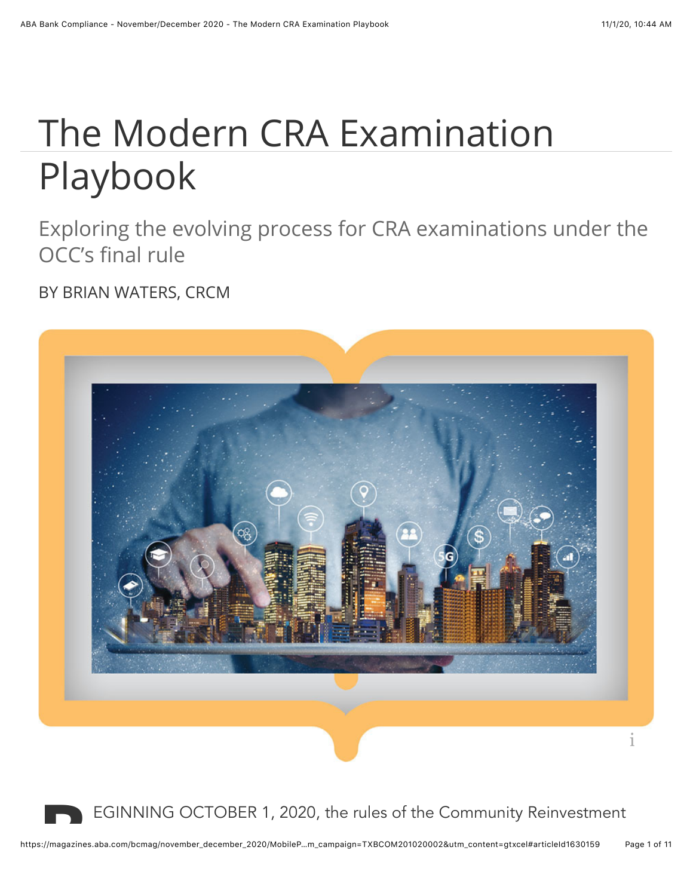# The Modern CRA Examination Playbook

## Exploring the evolving process for CRA examinations under the OCC's final rule

BY BRIAN WATERS, CRCM

BEGINNING OCTOBER 1, 2020, the rules of the Community Reinvestment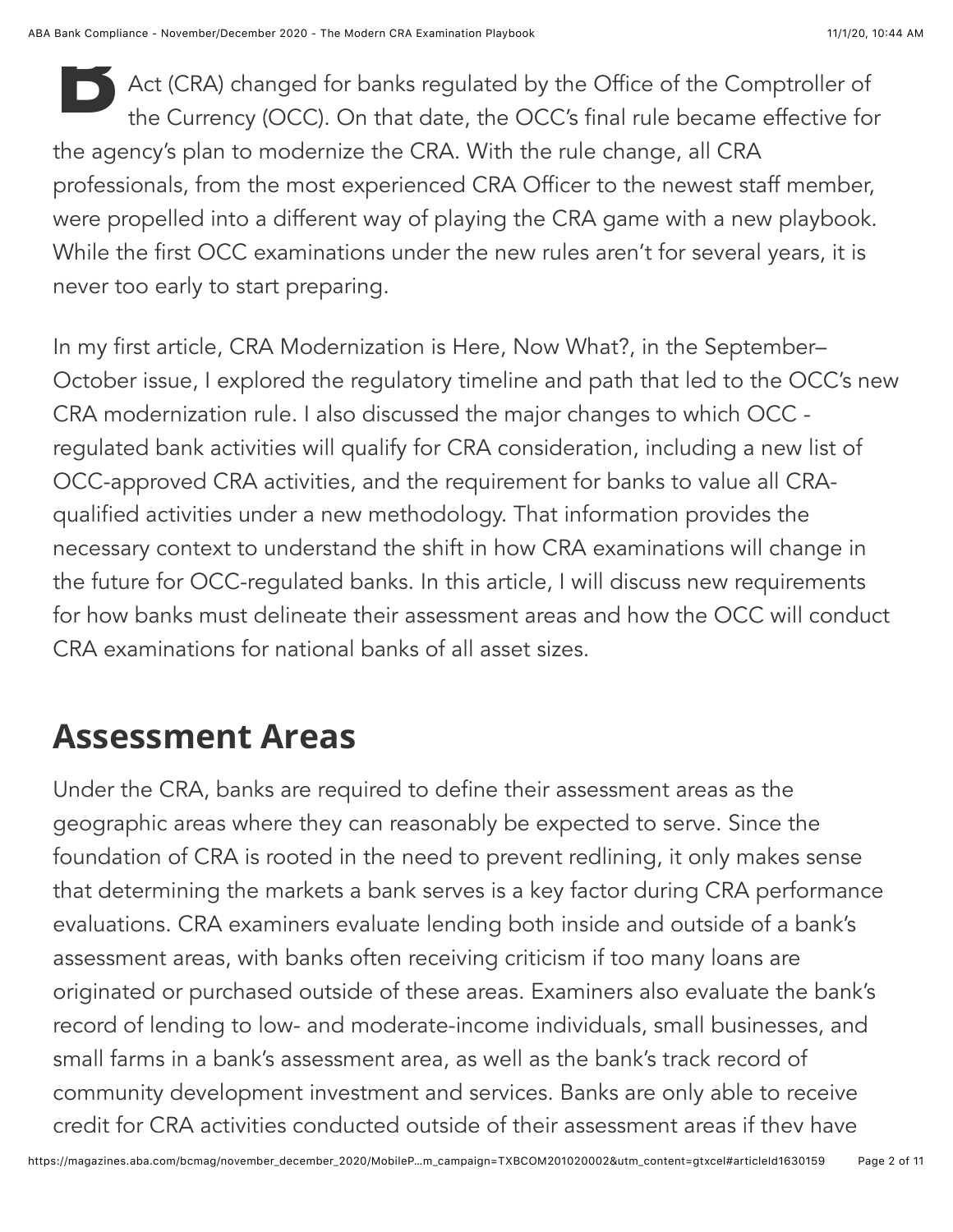B Act (CRA) changed for banks regulated by the Office of the Comptroller of the Currency (OCC). On that date, the OCC's final rule became effective for the agency's plan to modernize the CRA. With the rule change, all CRA professionals, from the most experienced CRA Officer to the newest staff member, were propelled into a different way of playing the CRA game with a new playbook. While the first OCC examinations under the new rules aren't for several years, it is never too early to start preparing.

In my first article, CRA Modernization is Here, Now What?, in the September–October issue, I explored the regulatory timeline and path that led to the OCC's new CRA modernization rule. I also discussed the major changes to which OCC - regulated bank activities will qualify for CRA consideration, including a new list of OCC-approved CRA activities, and the requirement for banks to value all CRA-qualified activities under a new methodology. That information provides the necessary context to understand the shift in how CRA examinations will change in the future for OCC-regulated banks. In this article, I will discuss new requirements for how banks must delineate their assessment areas and how the OCC will conduct CRA examinations for national banks of all asset sizes.

## Assessment Areas

Under the CRA, banks are required to define their assessment areas as the geographic areas where they can reasonably be expected to serve. Since the foundation of CRA is rooted in the need to prevent redlining, it only makes sense that determining the markets a bank serves is a key factor during CRA performance evaluations. CRA examiners evaluate lending both inside and outside of a bank's assessment areas, with banks often receiving criticism if too many loans are originated or purchased outside of these areas. Examiners also evaluate the bank's record of lending to low- and moderate-income individuals, small businesses, and small farms in a bank's assessment area, as well as the bank's track record of community development investment and services. Banks are only able to receive credit for CRA activities conducted outside of their assessment areas if they have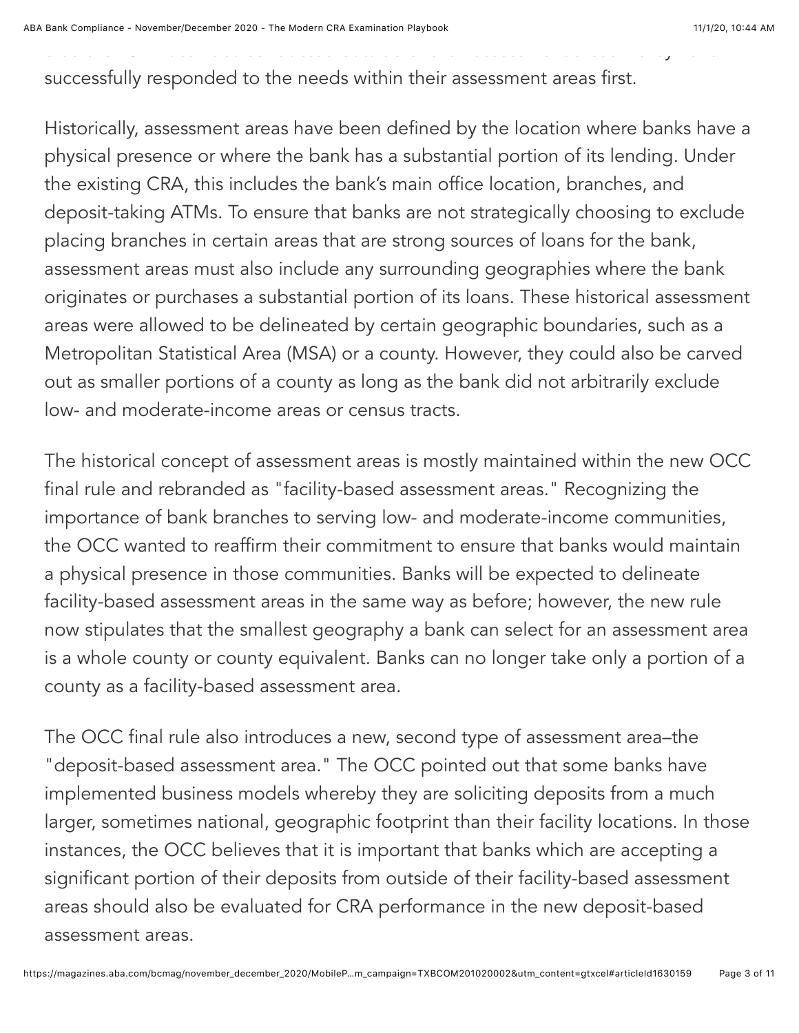successfully responded to the needs within their assessment areas first.

Historically, assessment areas have been defined by the location where banks have a physical presence or where the bank has a substantial portion of its lending. Under the existing CRA, this includes the bank's main office location, branches, and deposit-taking ATMs. To ensure that banks are not strategically choosing to exclude placing branches in certain areas that are strong sources of loans for the bank, assessment areas must also include any surrounding geographies where the bank originates or purchases a substantial portion of its loans. These historical assessment areas were allowed to be delineated by certain geographic boundaries, such as a Metropolitan Statistical Area (MSA) or a county. However, they could also be carved out as smaller portions of a county as long as the bank did not arbitrarily exclude low- and moderate-income areas or census tracts.

The historical concept of assessment areas is mostly maintained within the new OCC final rule and rebranded as "facility-based assessment areas." Recognizing the importance of bank branches to serving low- and moderate-income communities, the OCC wanted to reaffirm their commitment to ensure that banks would maintain a physical presence in those communities. Banks will be expected to delineate facility-based assessment areas in the same way as before; however, the new rule now stipulates that the smallest geography a bank can select for an assessment area is a whole county or county equivalent. Banks can no longer take only a portion of a county as a facility-based assessment area.

The OCC final rule also introduces a new, second type of assessment area–the "deposit-based assessment area." The OCC pointed out that some banks have implemented business models whereby they are soliciting deposits from a much larger, sometimes national, geographic footprint than their facility locations. In those instances, the OCC believes that it is important that banks which are accepting a significant portion of their deposits from outside of their facility-based assessment areas should also be evaluated for CRA performance in the new deposit-based assessment areas.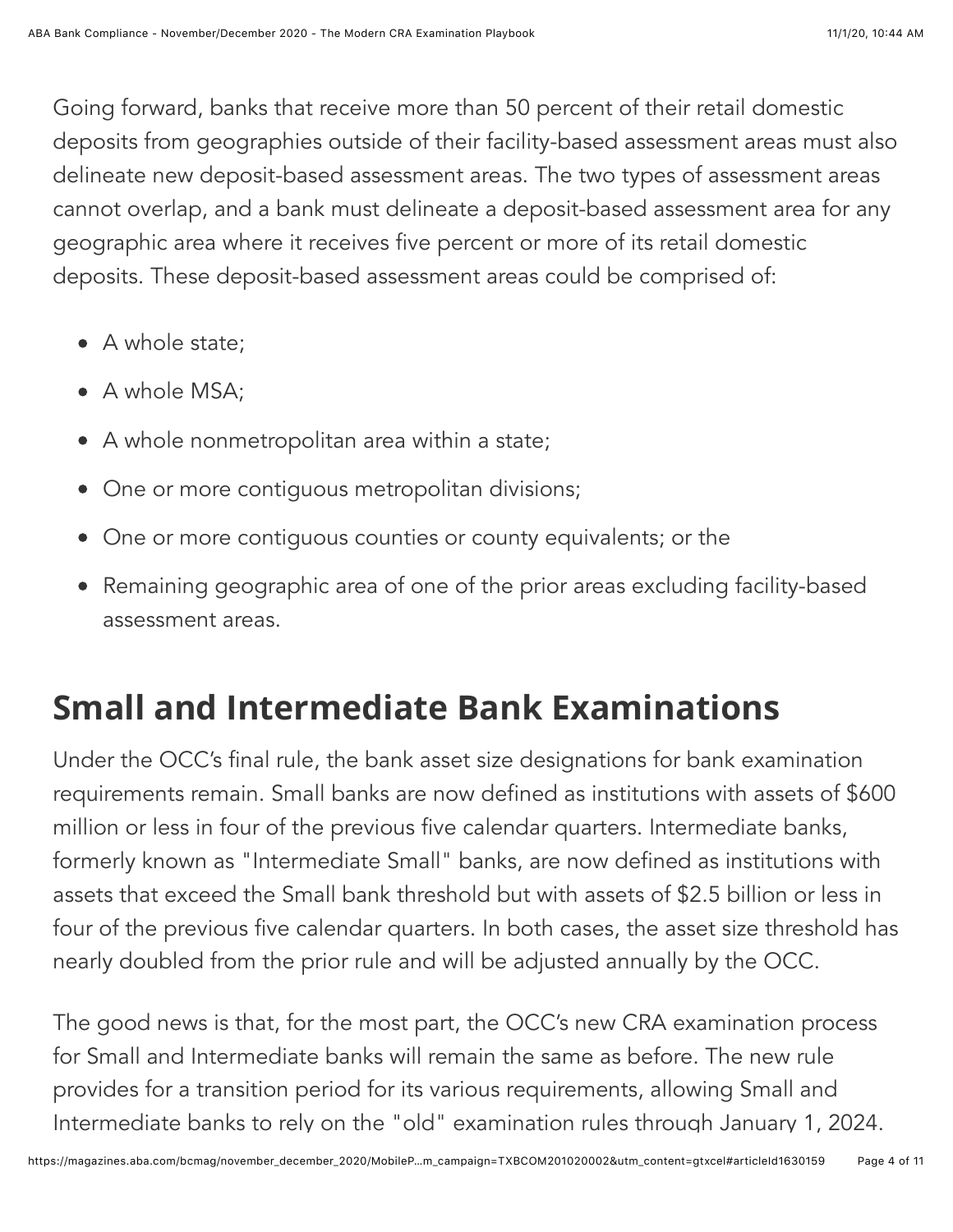Going forward, banks that receive more than 50 percent of their retail domestic deposits from geographies outside of their facility-based assessment areas must also delineate new deposit-based assessment areas. The two types of assessment areas cannot overlap, and a bank must delineate a deposit-based assessment area for any geographic area where it receives five percent or more of its retail domestic deposits. These deposit-based assessment areas could be comprised of:

- A whole state;
- A whole MSA;
- A whole nonmetropolitan area within a state;
- One or more contiguous metropolitan divisions;
- One or more contiguous counties or county equivalents; or the
- Remaining geographic area of one of the prior areas excluding facility-based assessment areas.

## Small and Intermediate Bank Examinations

Under the OCC's final rule, the bank asset size designations for bank examination requirements remain. Small banks are now defined as institutions with assets of $600 million or less in four of the previous five calendar quarters. Intermediate banks, formerly known as "Intermediate Small" banks, are now defined as institutions with assets that exceed the Small bank threshold but with assets of $2.5 billion or less in four of the previous five calendar quarters. In both cases, the asset size threshold has nearly doubled from the prior rule and will be adjusted annually by the OCC.

The good news is that, for the most part, the OCC's new CRA examination process for Small and Intermediate banks will remain the same as before. The new rule provides for a transition period for its various requirements, allowing Small and Intermediate banks to rely on the "old" examination rules through January 1, 2024.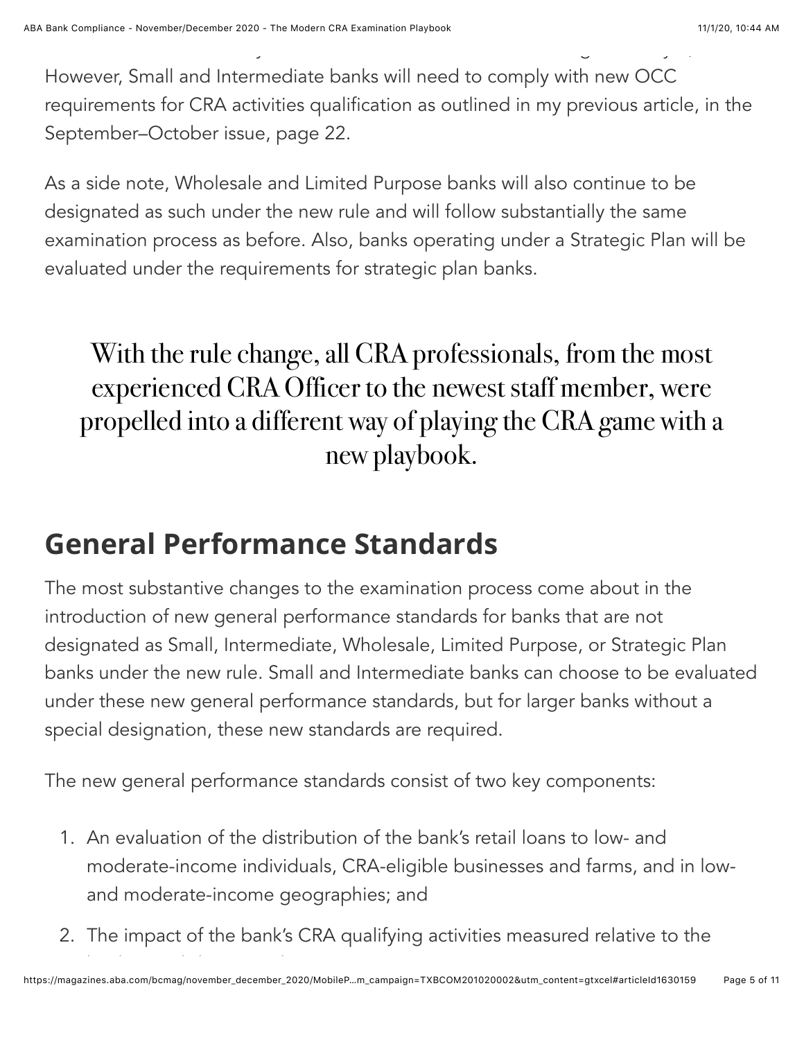However, Small and Intermediate banks will need to comply with new OCC requirements for CRA activities qualification as outlined in my previous article, in the September–October issue, page 22.

As a side note, Wholesale and Limited Purpose banks will also continue to be designated as such under the new rule and will follow substantially the same examination process as before. Also, banks operating under a Strategic Plan will be evaluated under the requirements for strategic plan banks.

> With the rule change, all CRA professionals, from the most experienced CRA Officer to the newest staff member, were propelled into a different way of playing the CRA game with a new playbook.

## General Performance Standards

The most substantive changes to the examination process come about in the introduction of new general performance standards for banks that are not designated as Small, Intermediate, Wholesale, Limited Purpose, or Strategic Plan banks under the new rule. Small and Intermediate banks can choose to be evaluated under these new general performance standards, but for larger banks without a special designation, these new standards are required.

The new general performance standards consist of two key components:

1. An evaluation of the distribution of the bank's retail loans to low- and moderate-income individuals, CRA-eligible businesses and farms, and in low- and moderate-income geographies; and
2. The impact of the bank's CRA qualifying activities measured relative to the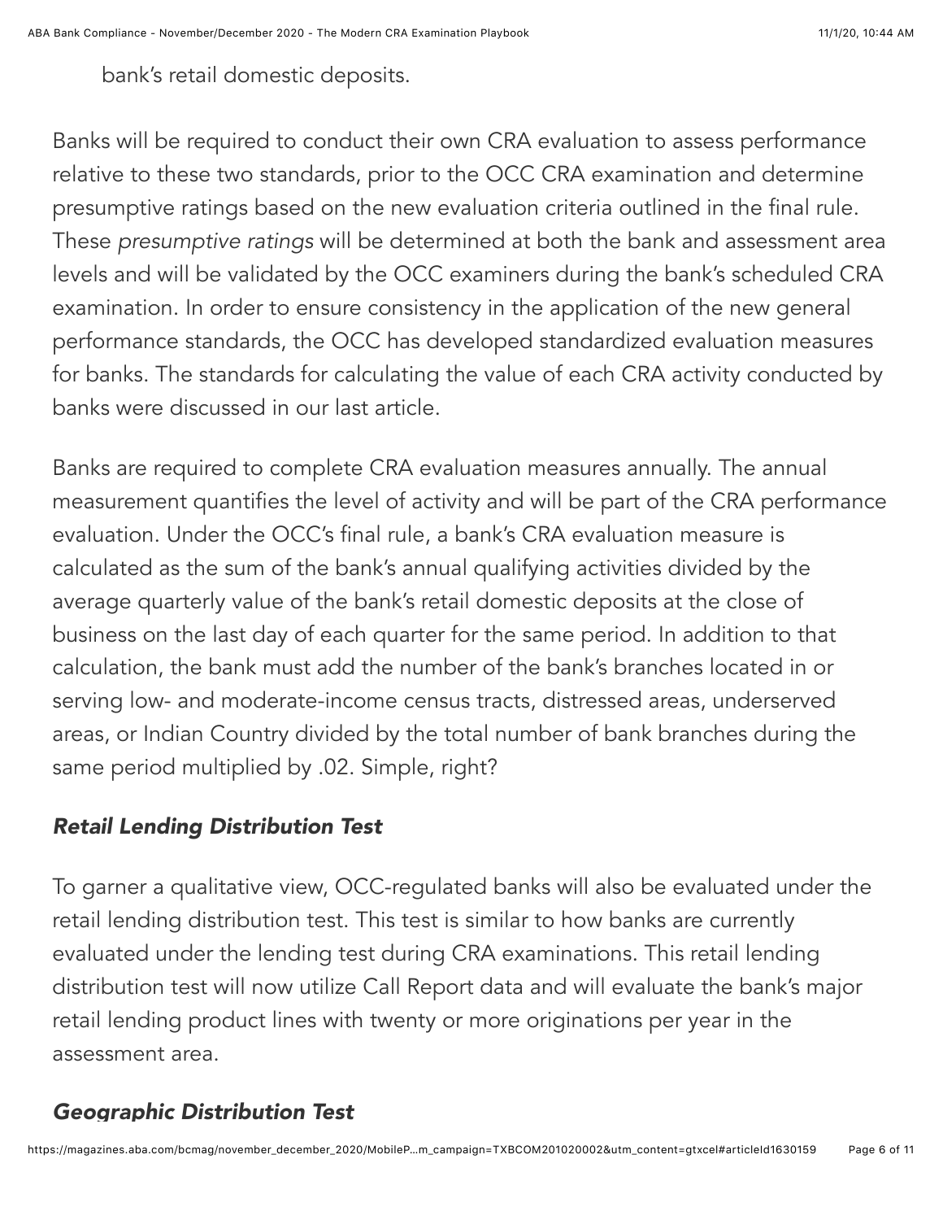bank's retail domestic deposits.

Banks will be required to conduct their own CRA evaluation to assess performance relative to these two standards, prior to the OCC CRA examination and determine presumptive ratings based on the new evaluation criteria outlined in the final rule. These *presumptive ratings* will be determined at both the bank and assessment area levels and will be validated by the OCC examiners during the bank's scheduled CRA examination. In order to ensure consistency in the application of the new general performance standards, the OCC has developed standardized evaluation measures for banks. The standards for calculating the value of each CRA activity conducted by banks were discussed in our last article.

Banks are required to complete CRA evaluation measures annually. The annual measurement quantifies the level of activity and will be part of the CRA performance evaluation. Under the OCC's final rule, a bank's CRA evaluation measure is calculated as the sum of the bank's annual qualifying activities divided by the average quarterly value of the bank's retail domestic deposits at the close of business on the last day of each quarter for the same period. In addition to that calculation, the bank must add the number of the bank's branches located in or serving low- and moderate-income census tracts, distressed areas, underserved areas, or Indian Country divided by the total number of bank branches during the same period multiplied by .02. Simple, right?

### *Retail Lending Distribution Test*

To garner a qualitative view, OCC-regulated banks will also be evaluated under the retail lending distribution test. This test is similar to how banks are currently evaluated under the lending test during CRA examinations. This retail lending distribution test will now utilize Call Report data and will evaluate the bank's major retail lending product lines with twenty or more originations per year in the assessment area.

### *Geographic Distribution Test*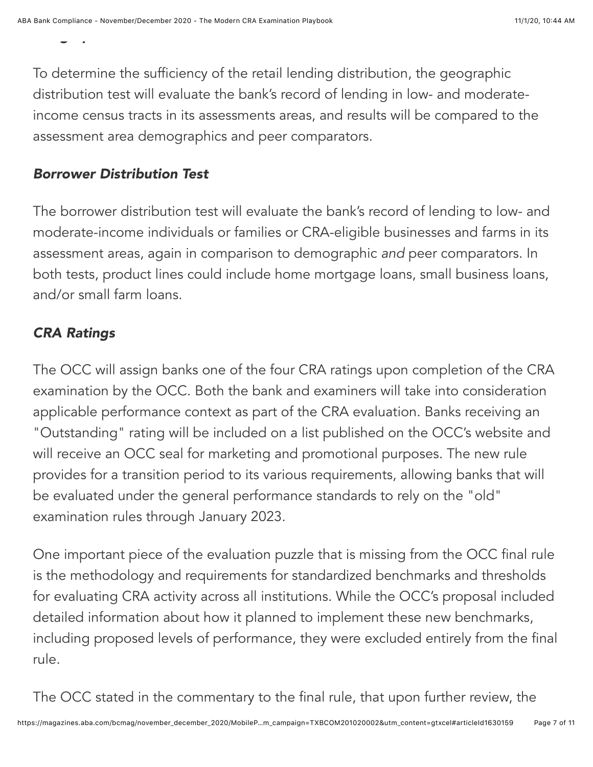To determine the sufficiency of the retail lending distribution, the geographic distribution test will evaluate the bank's record of lending in low- and moderate-income census tracts in its assessments areas, and results will be compared to the assessment area demographics and peer comparators.

### *Borrower Distribution Test*

The borrower distribution test will evaluate the bank's record of lending to low- and moderate-income individuals or families or CRA-eligible businesses and farms in its assessment areas, again in comparison to demographic *and* peer comparators. In both tests, product lines could include home mortgage loans, small business loans, and/or small farm loans.

### *CRA Ratings*

The OCC will assign banks one of the four CRA ratings upon completion of the CRA examination by the OCC. Both the bank and examiners will take into consideration applicable performance context as part of the CRA evaluation. Banks receiving an "Outstanding" rating will be included on a list published on the OCC's website and will receive an OCC seal for marketing and promotional purposes. The new rule provides for a transition period to its various requirements, allowing banks that will be evaluated under the general performance standards to rely on the "old" examination rules through January 2023.

One important piece of the evaluation puzzle that is missing from the OCC final rule is the methodology and requirements for standardized benchmarks and thresholds for evaluating CRA activity across all institutions. While the OCC's proposal included detailed information about how it planned to implement these new benchmarks, including proposed levels of performance, they were excluded entirely from the final rule.

The OCC stated in the commentary to the final rule, that upon further review, the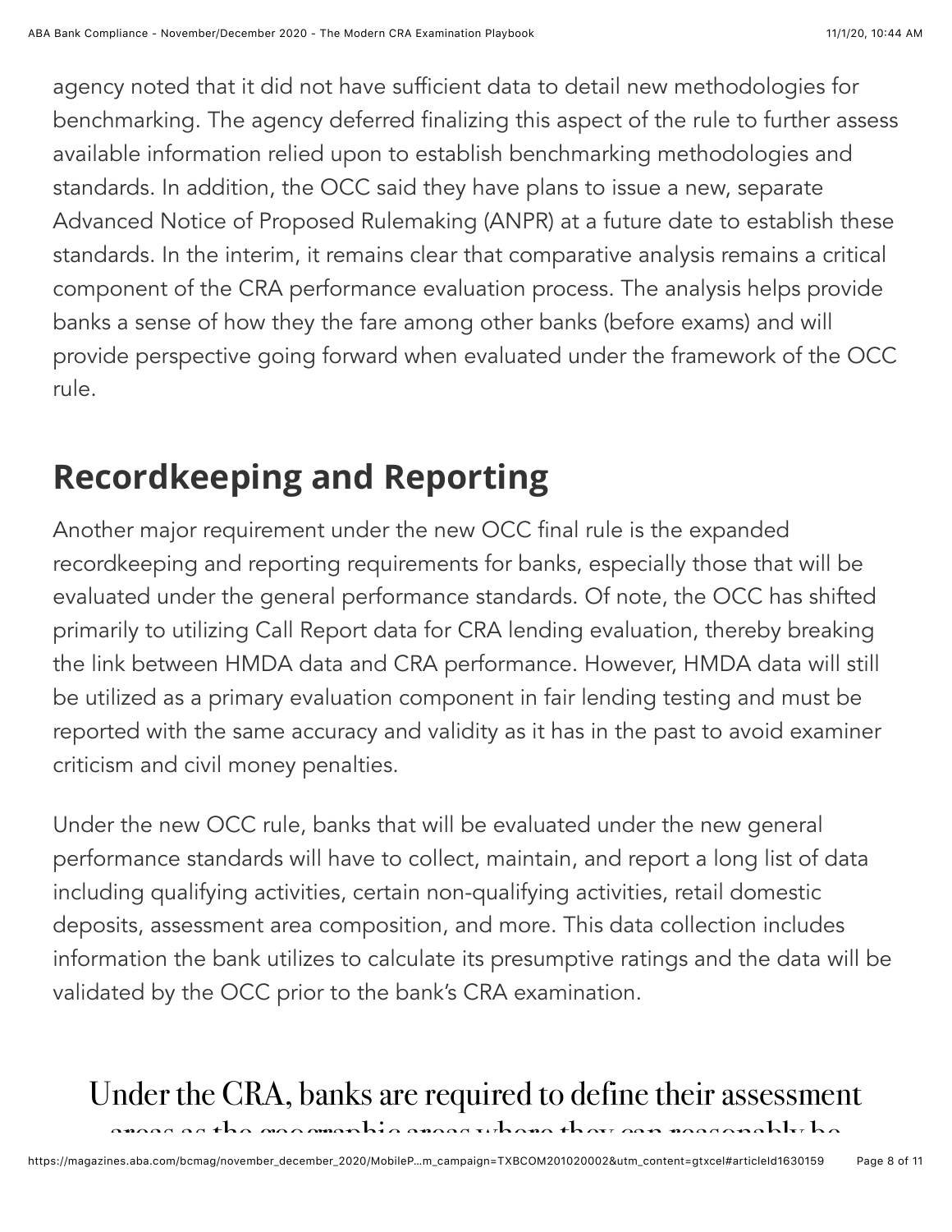agency noted that it did not have sufficient data to detail new methodologies for benchmarking. The agency deferred finalizing this aspect of the rule to further assess available information relied upon to establish benchmarking methodologies and standards. In addition, the OCC said they have plans to issue a new, separate Advanced Notice of Proposed Rulemaking (ANPR) at a future date to establish these standards. In the interim, it remains clear that comparative analysis remains a critical component of the CRA performance evaluation process. The analysis helps provide banks a sense of how they the fare among other banks (before exams) and will provide perspective going forward when evaluated under the framework of the OCC rule.

## Recordkeeping and Reporting

Another major requirement under the new OCC final rule is the expanded recordkeeping and reporting requirements for banks, especially those that will be evaluated under the general performance standards. Of note, the OCC has shifted primarily to utilizing Call Report data for CRA lending evaluation, thereby breaking the link between HMDA data and CRA performance. However, HMDA data will still be utilized as a primary evaluation component in fair lending testing and must be reported with the same accuracy and validity as it has in the past to avoid examiner criticism and civil money penalties.

Under the new OCC rule, banks that will be evaluated under the new general performance standards will have to collect, maintain, and report a long list of data including qualifying activities, certain non-qualifying activities, retail domestic deposits, assessment area composition, and more. This data collection includes information the bank utilizes to calculate its presumptive ratings and the data will be validated by the OCC prior to the bank's CRA examination.

Under the CRA, banks are required to define their assessment areas as the geographic areas where they can reasonably be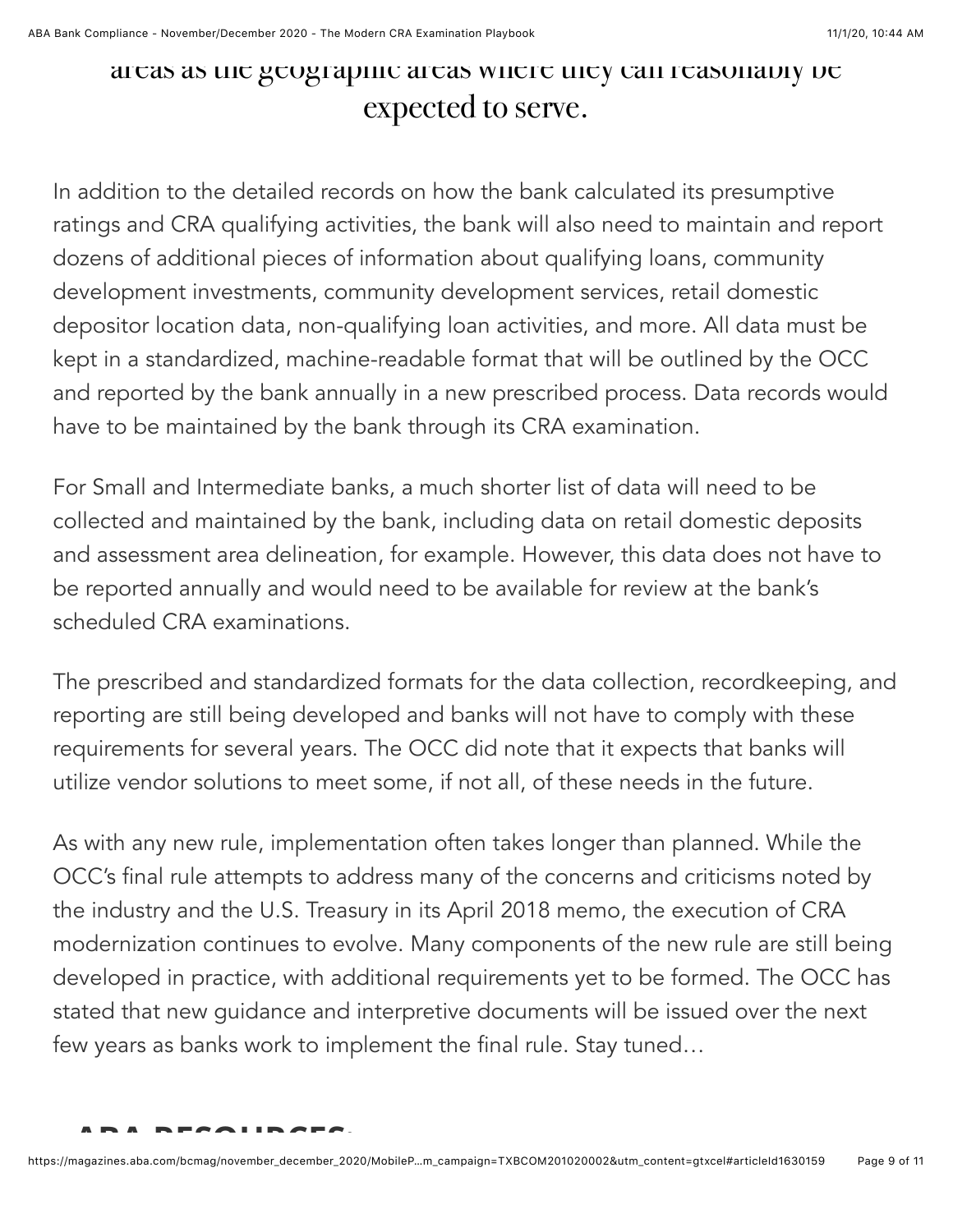areas as the geographic areas where they can reasonably be expected to serve.

In addition to the detailed records on how the bank calculated its presumptive ratings and CRA qualifying activities, the bank will also need to maintain and report dozens of additional pieces of information about qualifying loans, community development investments, community development services, retail domestic depositor location data, non-qualifying loan activities, and more. All data must be kept in a standardized, machine-readable format that will be outlined by the OCC and reported by the bank annually in a new prescribed process. Data records would have to be maintained by the bank through its CRA examination.

For Small and Intermediate banks, a much shorter list of data will need to be collected and maintained by the bank, including data on retail domestic deposits and assessment area delineation, for example. However, this data does not have to be reported annually and would need to be available for review at the bank's scheduled CRA examinations.

The prescribed and standardized formats for the data collection, recordkeeping, and reporting are still being developed and banks will not have to comply with these requirements for several years. The OCC did note that it expects that banks will utilize vendor solutions to meet some, if not all, of these needs in the future.

As with any new rule, implementation often takes longer than planned. While the OCC's final rule attempts to address many of the concerns and criticisms noted by the industry and the U.S. Treasury in its April 2018 memo, the execution of CRA modernization continues to evolve. Many components of the new rule are still being developed in practice, with additional requirements yet to be formed. The OCC has stated that new guidance and interpretive documents will be issued over the next few years as banks work to implement the final rule. Stay tuned…

## ABA RESOURCES: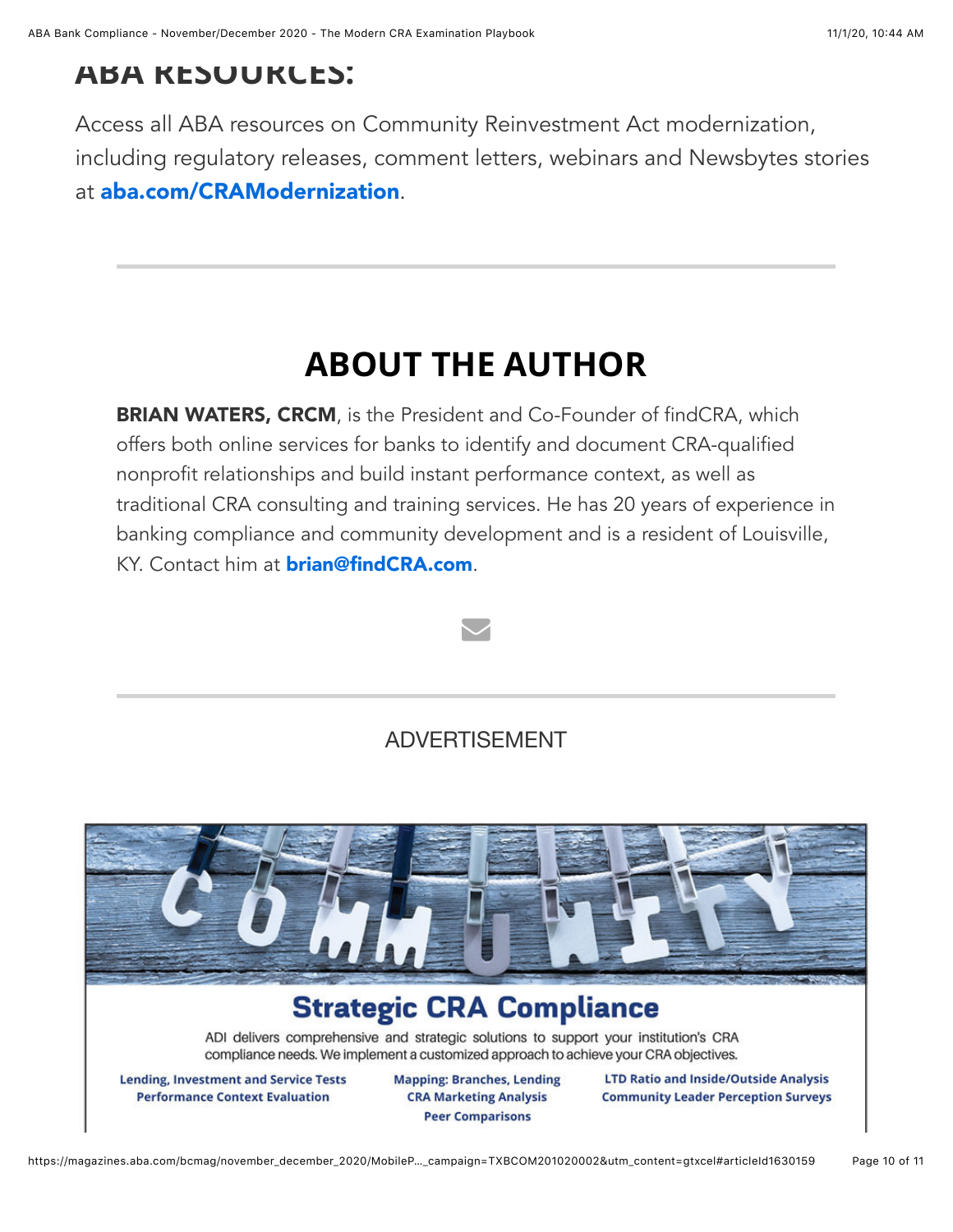## ABA RESOURCES:

Access all ABA resources on Community Reinvestment Act modernization, including regulatory releases, comment letters, webinars and Newsbytes stories at **aba.com/CRAModernization**.

---

## ABOUT THE AUTHOR

**BRIAN WATERS, CRCM**, is the President and Co-Founder of findCRA, which offers both online services for banks to identify and document CRA-qualified nonprofit relationships and build instant performance context, as well as traditional CRA consulting and training services. He has 20 years of experience in banking compliance and community development and is a resident of Louisville, KY. Contact him at **brian@findCRA.com**.

---

ADVERTISEMENT

COMMUNITY

**Strategic CRA Compliance**

ADI delivers comprehensive and strategic solutions to support your institution's CRA compliance needs. We implement a customized approach to achieve your CRA objectives.

**Lending, Investment and Service Tests**
**Performance Context Evaluation**

**Mapping: Branches, Lending**
**CRA Marketing Analysis**
**Peer Comparisons**

**LTD Ratio and Inside/Outside Analysis**
**Community Leader Perception Surveys**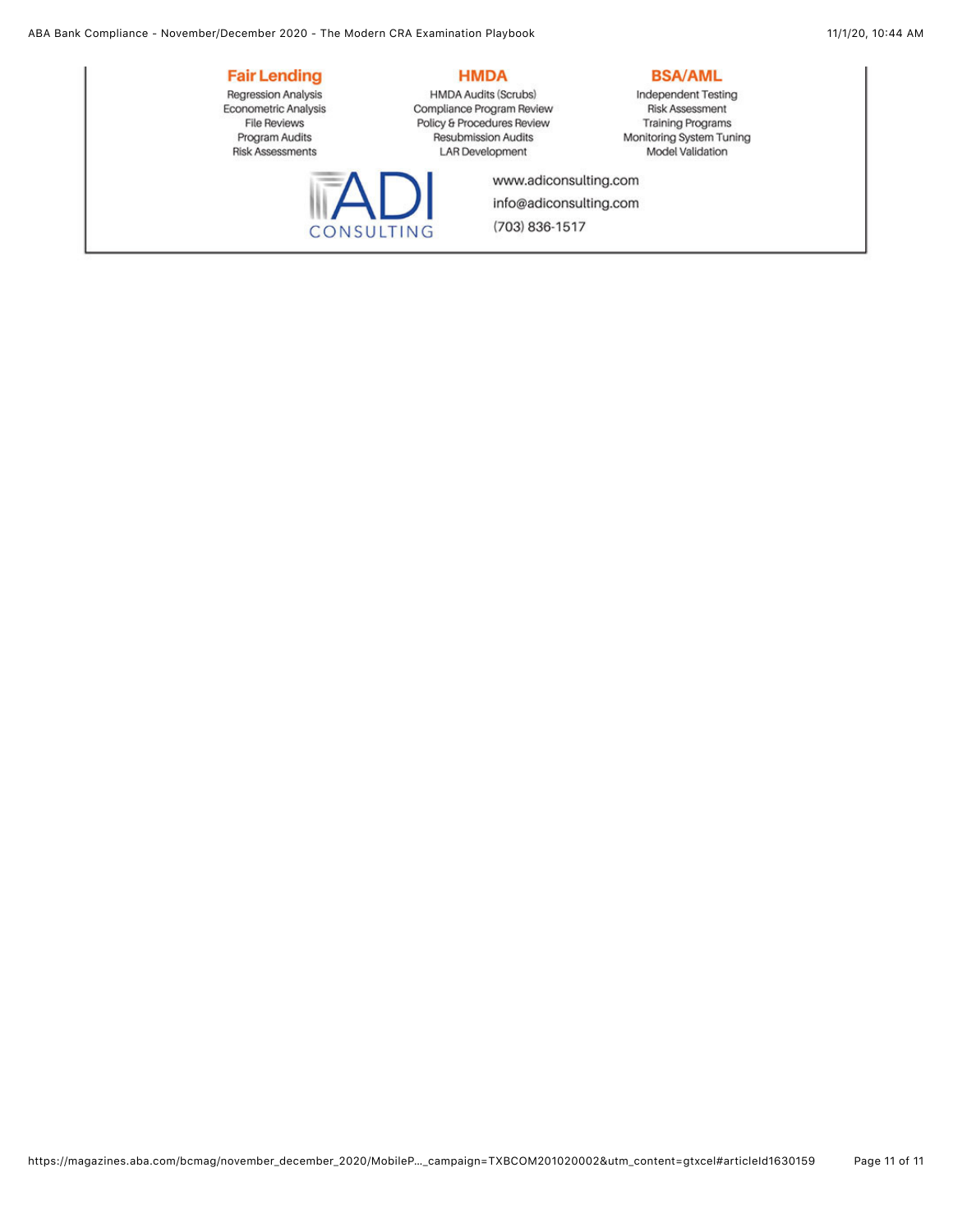**Fair Lending**

Regression Analysis
Econometric Analysis
File Reviews
Program Audits
Risk Assessments

**HMDA**

HMDA Audits (Scrubs)
Compliance Program Review
Policy & Procedures Review
Resubmission Audits
LAR Development

**BSA/AML**

Independent Testing
Risk Assessment
Training Programs
Monitoring System Tuning
Model Validation

ADI CONSULTING

www.adiconsulting.com
info@adiconsulting.com
(703) 836-1517